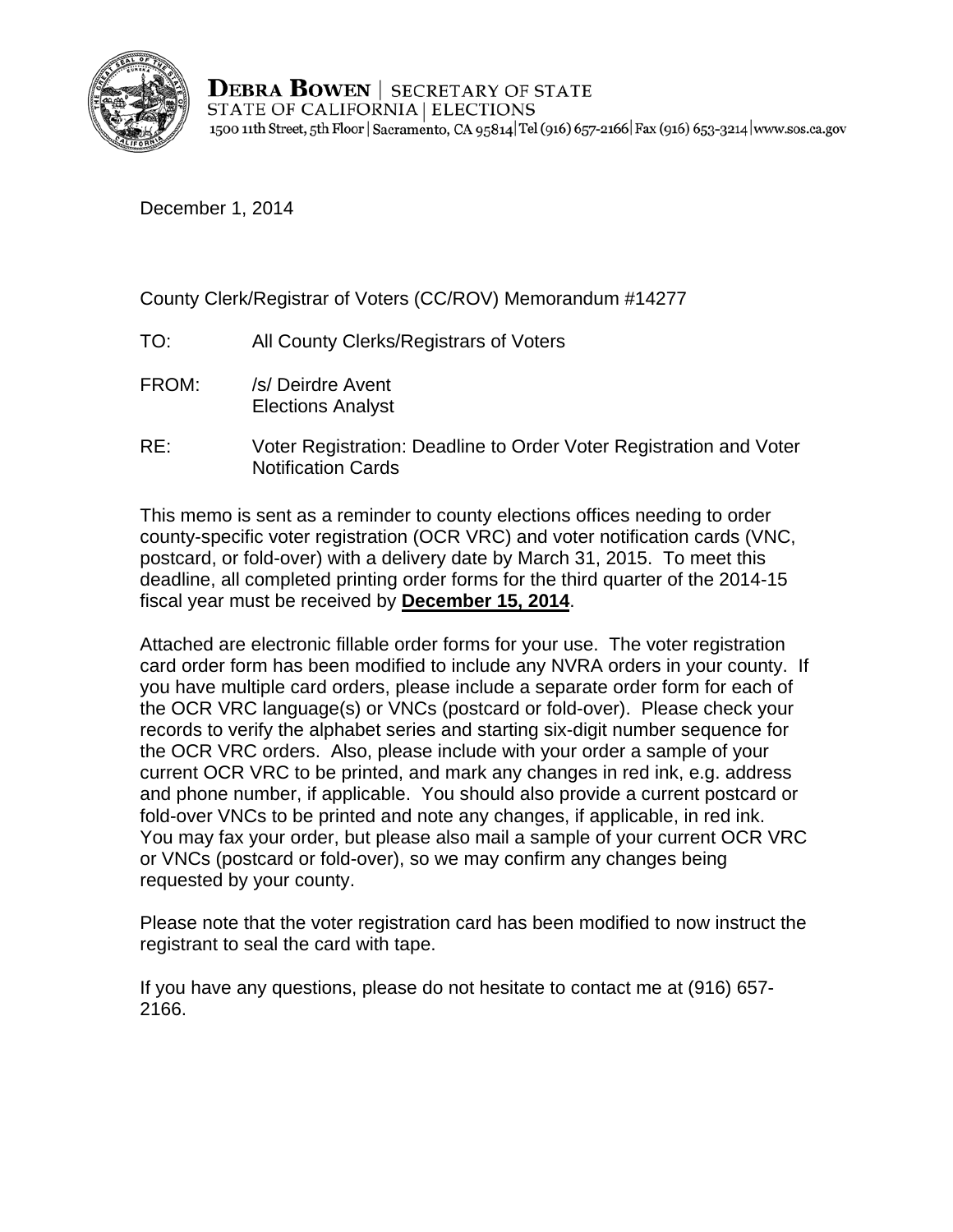**DEBRA BOWEN** | SECRETARY OF STATE
STATE OF CALIFORNIA | ELECTIONS
1500 11th Street, 5th Floor | Sacramento, CA 95814 | Tel (916) 657-2166 | Fax (916) 653-3214 | www.sos.ca.gov

December 1, 2014

County Clerk/Registrar of Voters (CC/ROV) Memorandum #14277

TO: All County Clerks/Registrars of Voters

FROM: /s/ Deirdre Avent
Elections Analyst

RE: Voter Registration: Deadline to Order Voter Registration and Voter Notification Cards

This memo is sent as a reminder to county elections offices needing to order county-specific voter registration (OCR VRC) and voter notification cards (VNC, postcard, or fold-over) with a delivery date by March 31, 2015. To meet this deadline, all completed printing order forms for the third quarter of the 2014-15 fiscal year must be received by **December 15, 2014**.

Attached are electronic fillable order forms for your use. The voter registration card order form has been modified to include any NVRA orders in your county. If you have multiple card orders, please include a separate order form for each of the OCR VRC language(s) or VNCs (postcard or fold-over). Please check your records to verify the alphabet series and starting six-digit number sequence for the OCR VRC orders. Also, please include with your order a sample of your current OCR VRC to be printed, and mark any changes in red ink, e.g. address and phone number, if applicable. You should also provide a current postcard or fold-over VNCs to be printed and note any changes, if applicable, in red ink. You may fax your order, but please also mail a sample of your current OCR VRC or VNCs (postcard or fold-over), so we may confirm any changes being requested by your county.

Please note that the voter registration card has been modified to now instruct the registrant to seal the card with tape.

If you have any questions, please do not hesitate to contact me at (916) 657-2166.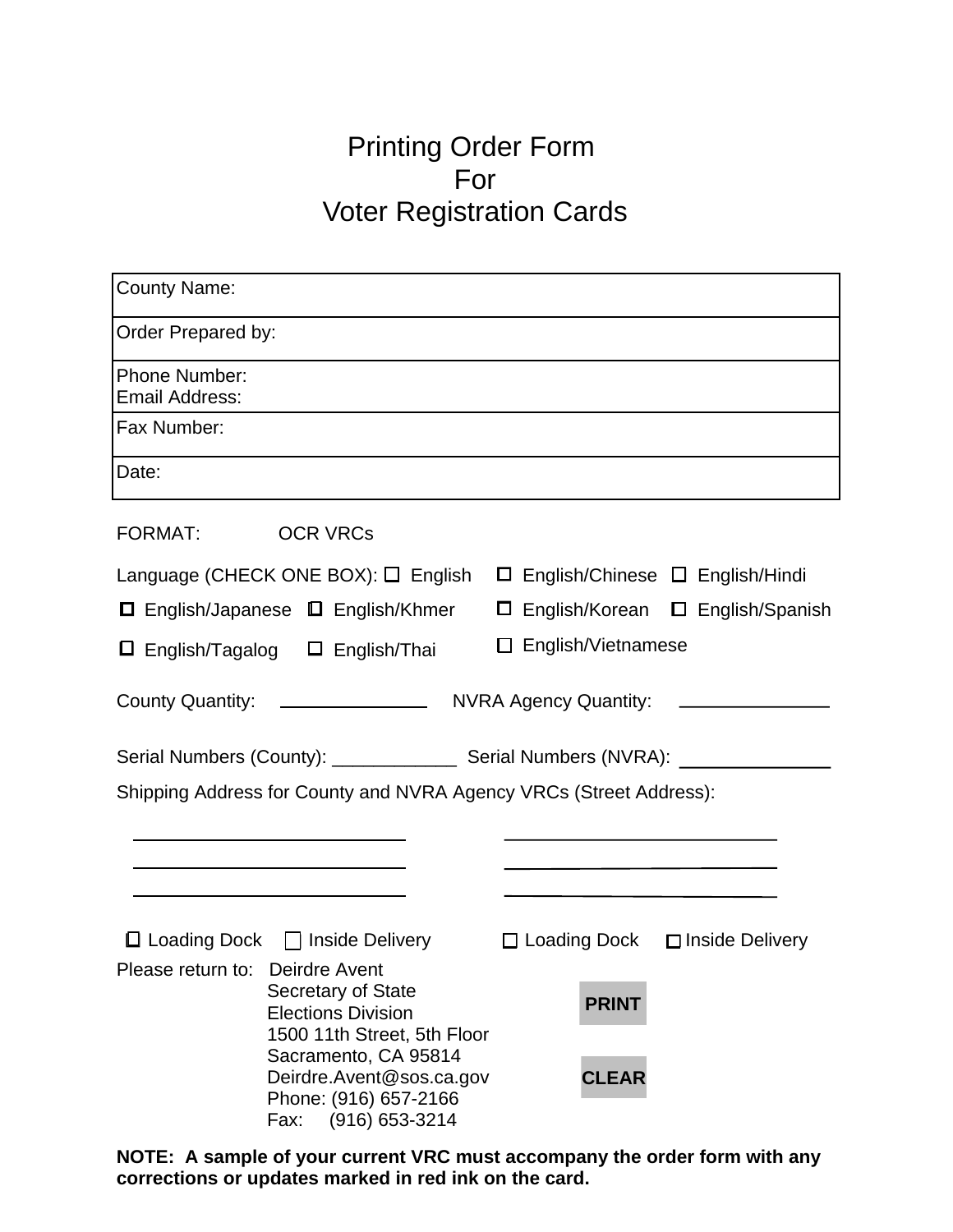# Printing Order Form
# For
# Voter Registration Cards

| County Name: |
|---|
| Order Prepared by: |
| Phone Number:<br>Email Address: |
| Fax Number: |
| Date: |

FORMAT: OCR VRCs

Language (CHECK ONE BOX): ☐ English ☐ English/Chinese ☐ English/Hindi
☐ English/Japanese ☐ English/Khmer ☐ English/Korean ☐ English/Spanish
☐ English/Tagalog ☐ English/Thai ☐ English/Vietnamese

County Quantity: _______________ NVRA Agency Quantity: _______________

Serial Numbers (County): ____________ Serial Numbers (NVRA): _______________

Shipping Address for County and NVRA Agency VRCs (Street Address):

____________________________ ____________________________
____________________________ ____________________________
____________________________ ____________________________

☐ Loading Dock ☐ Inside Delivery ☐ Loading Dock ☐ Inside Delivery

Please return to: Deirdre Avent
Secretary of State
Elections Division
1500 11th Street, 5th Floor
Sacramento, CA 95814
Deirdre.Avent@sos.ca.gov
Phone: (916) 657-2166
Fax: (916) 653-3214

PRINT

CLEAR

**NOTE: A sample of your current VRC must accompany the order form with any corrections or updates marked in red ink on the card.**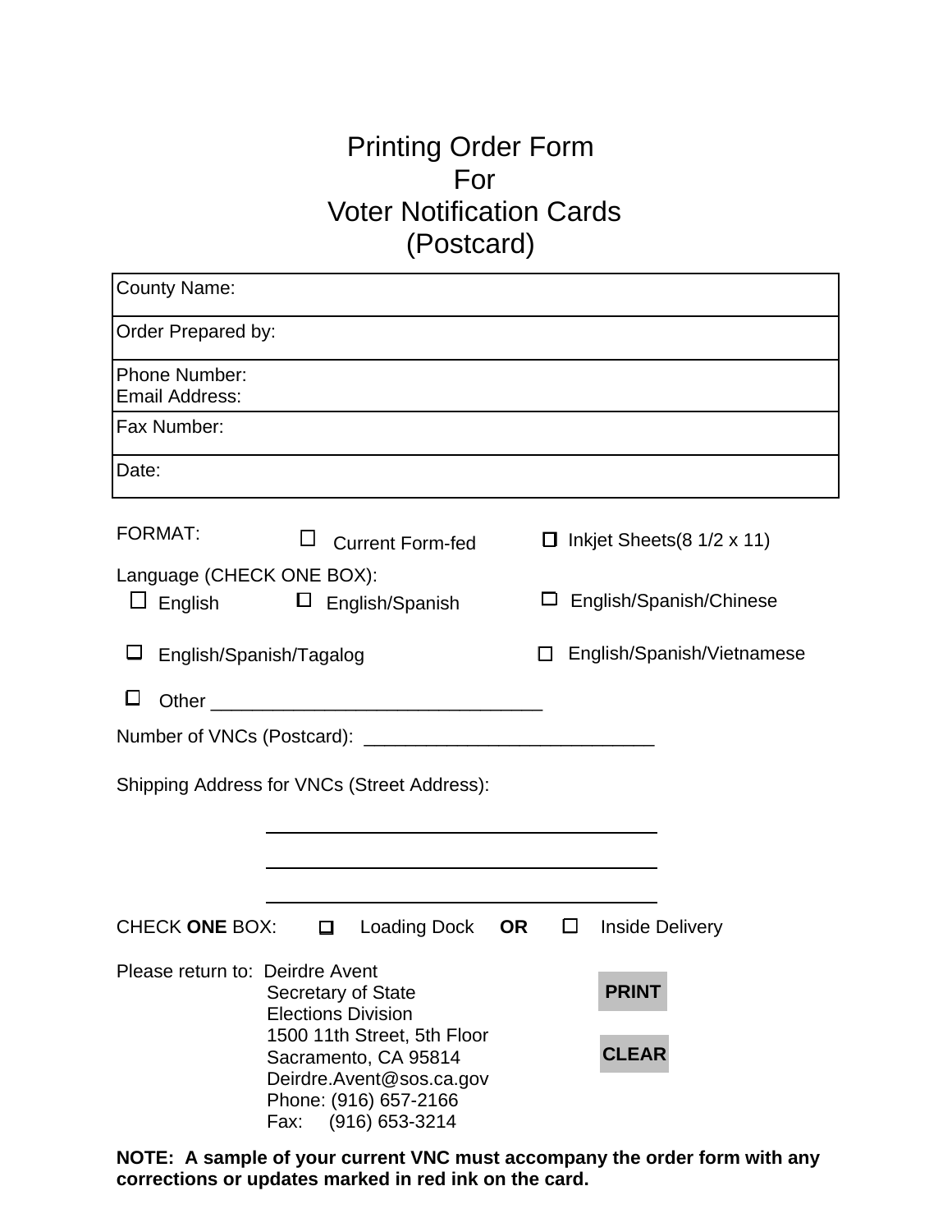# Printing Order Form
# For
# Voter Notification Cards
# (Postcard)

| County Name: |
|---|
| Order Prepared by: |
| Phone Number:<br>Email Address: |
| Fax Number: |
| Date: |

FORMAT: ☐ Current Form-fed ☐ Inkjet Sheets(8 1/2 x 11)

Language (CHECK ONE BOX):

☐ English ☐ English/Spanish ☐ English/Spanish/Chinese

☐ English/Spanish/Tagalog ☐ English/Spanish/Vietnamese

☐ Other ________________________________

Number of VNCs (Postcard): ____________________________

Shipping Address for VNCs (Street Address):

______________________________________

______________________________________

______________________________________

CHECK **ONE** BOX: ☐ Loading Dock **OR** ☐ Inside Delivery

Please return to: Deirdre Avent
Secretary of State
Elections Division
1500 11th Street, 5th Floor
Sacramento, CA 95814
Deirdre.Avent@sos.ca.gov
Phone: (916) 657-2166
Fax: (916) 653-3214

**PRINT**

**CLEAR**

**NOTE: A sample of your current VNC must accompany the order form with any corrections or updates marked in red ink on the card.**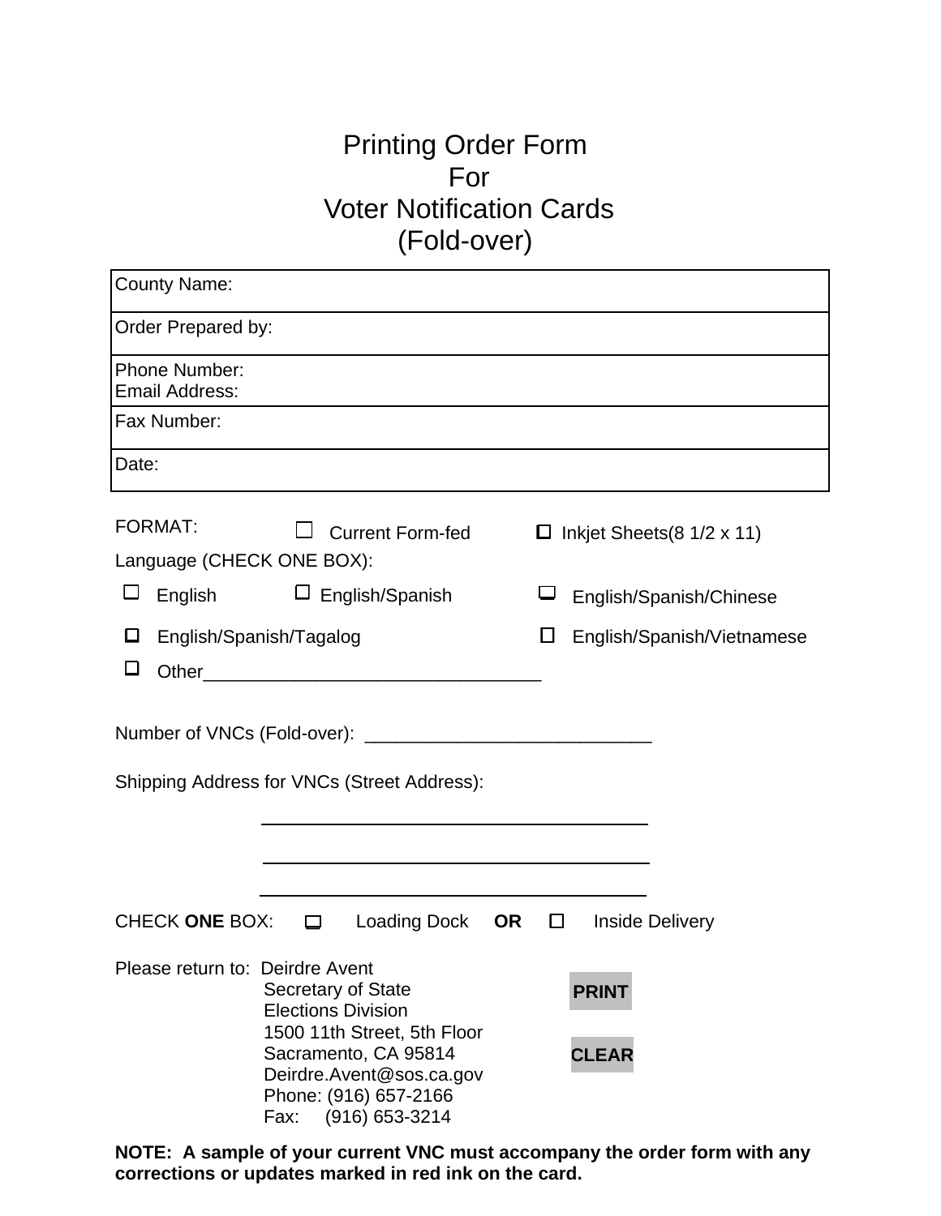# Printing Order Form
# For
# Voter Notification Cards
# (Fold-over)

| |
|---|
| County Name: |
| Order Prepared by: |
| Phone Number:<br>Email Address: |
| Fax Number: |
| Date: |

FORMAT: ☐ Current Form-fed ☐ Inkjet Sheets(8 1/2 x 11)

Language (CHECK ONE BOX):

☐ English ☐ English/Spanish ☐ English/Spanish/Chinese

☐ English/Spanish/Tagalog ☐ English/Spanish/Vietnamese

☐ Other_________________________________

Number of VNCs (Fold-over): ___________________________

Shipping Address for VNCs (Street Address):

______________________________________

______________________________________

______________________________________

CHECK **ONE** BOX: ☐ Loading Dock **OR** ☐ Inside Delivery

Please return to: Deirdre Avent
Secretary of State
Elections Division
1500 11th Street, 5th Floor
Sacramento, CA 95814
Deirdre.Avent@sos.ca.gov
Phone: (916) 657-2166
Fax: (916) 653-3214

PRINT

CLEAR

**NOTE: A sample of your current VNC must accompany the order form with any corrections or updates marked in red ink on the card.**